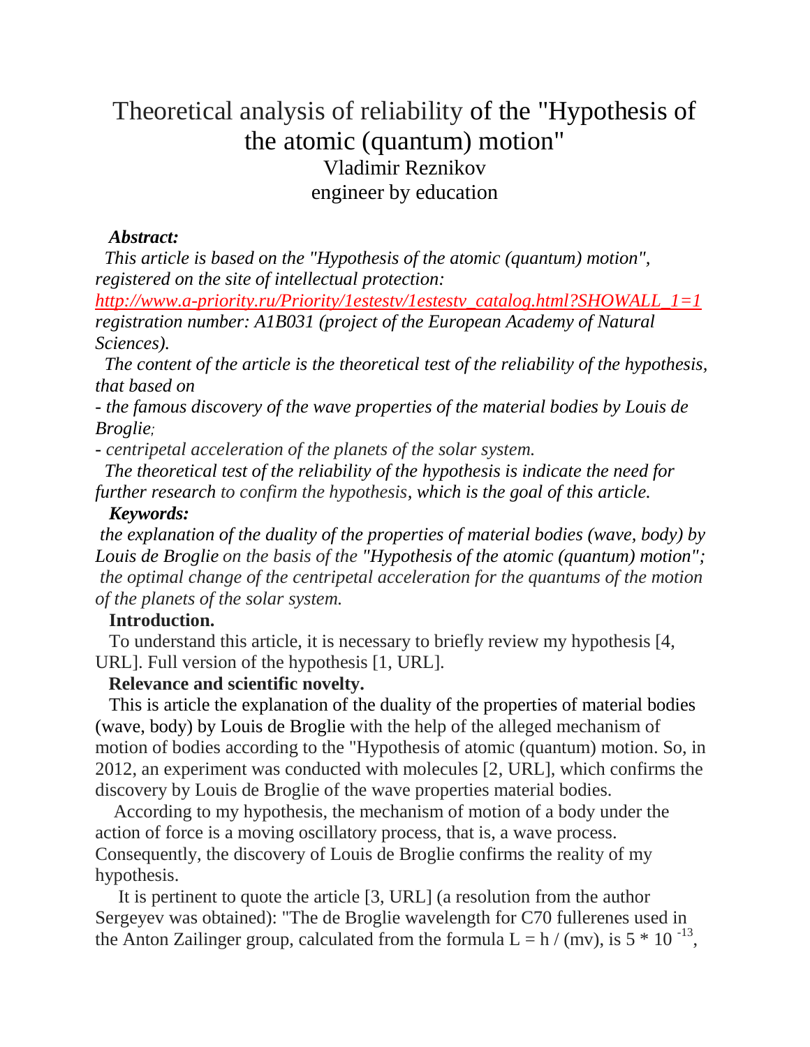# Theoretical analysis of reliability of the "Hypothesis of the atomic (quantum) motion"

Vladimir Reznikov

engineer by education

***Abstract:***

*This article is based on the "Hypothesis of the atomic (quantum) motion", registered on the site of intellectual protection:*

*http://www.a-priority.ru/Priority/1estestv/1estestv_catalog.html?SHOWALL_1=1*

*registration number: A1B031 (project of the European Academy of Natural Sciences).*

*The content of the article is the theoretical test of the reliability of the hypothesis, that based on*

*- the famous discovery of the wave properties of the material bodies by Louis de Broglie;*

*- centripetal acceleration of the planets of the solar system.*

*The theoretical test of the reliability of the hypothesis is indicate the need for further research to confirm the hypothesis, which is the goal of this article.*

***Keywords:***

*the explanation of the duality of the properties of material bodies (wave, body) by Louis de Broglie on the basis of the "Hypothesis of the atomic (quantum) motion";*

*the optimal change of the centripetal acceleration for the quantums of the motion of the planets of the solar system.*

**Introduction.**

To understand this article, it is necessary to briefly review my hypothesis [4, URL]. Full version of the hypothesis [1, URL].

**Relevance and scientific novelty.**

This is article the explanation of the duality of the properties of material bodies (wave, body) by Louis de Broglie with the help of the alleged mechanism of motion of bodies according to the "Hypothesis of atomic (quantum) motion. So, in 2012, an experiment was conducted with molecules [2, URL], which confirms the discovery by Louis de Broglie of the wave properties material bodies.

According to my hypothesis, the mechanism of motion of a body under the action of force is a moving oscillatory process, that is, a wave process. Consequently, the discovery of Louis de Broglie confirms the reality of my hypothesis.

It is pertinent to quote the article [3, URL] (a resolution from the author Sergeyev was obtained): "The de Broglie wavelength for C70 fullerenes used in the Anton Zailinger group, calculated from the formula $L = h / (mv)$, is $5 * 10^{-13}$,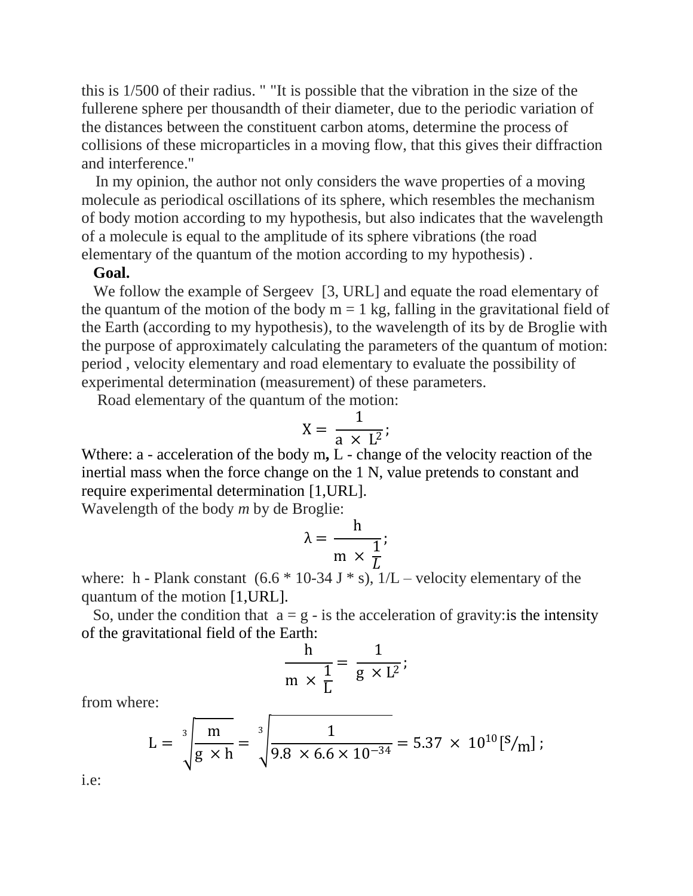this is 1/500 of their radius. " "It is possible that the vibration in the size of the fullerene sphere per thousandth of their diameter, due to the periodic variation of the distances between the constituent carbon atoms, determine the process of collisions of these microparticles in a moving flow, that this gives their diffraction and interference."

In my opinion, the author not only considers the wave properties of a moving molecule as periodical oscillations of its sphere, which resembles the mechanism of body motion according to my hypothesis, but also indicates that the wavelength of a molecule is equal to the amplitude of its sphere vibrations (the road elementary of the quantum of the motion according to my hypothesis) .

**Goal.**

We follow the example of Sergeev [3, URL] and equate the road elementary of the quantum of the motion of the body m = 1 kg, falling in the gravitational field of the Earth (according to my hypothesis), to the wavelength of its by de Broglie with the purpose of approximately calculating the parameters of the quantum of motion: period , velocity elementary and road elementary to evaluate the possibility of experimental determination (measurement) of these parameters.

Road elementary of the quantum of the motion:

$$X = \frac{1}{a \times L^2};$$

Wthere: a - acceleration of the body m**,** L - change of the velocity reaction of the inertial mass when the force change on the 1 N, value pretends to constant and require experimental determination [1,URL].

Wavelength of the body *m* by de Broglie:

$$\lambda = \frac{h}{m \times \frac{1}{L}};$$

where: h - Plank constant (6.6 * 10-34 J * s), 1/L – velocity elementary of the quantum of the motion [1,URL].

So, under the condition that a = g - is the acceleration of gravity:is the intensity of the gravitational field of the Earth:

$$\frac{h}{m \times \frac{1}{L}} = \frac{1}{g \times L^2};$$

from where:

$$L = \sqrt[3]{\frac{m}{g \times h}} = \sqrt[3]{\frac{1}{9.8 \times 6.6 \times 10^{-34}}} = 5.37 \times 10^{10} [s/m];$$

i.e: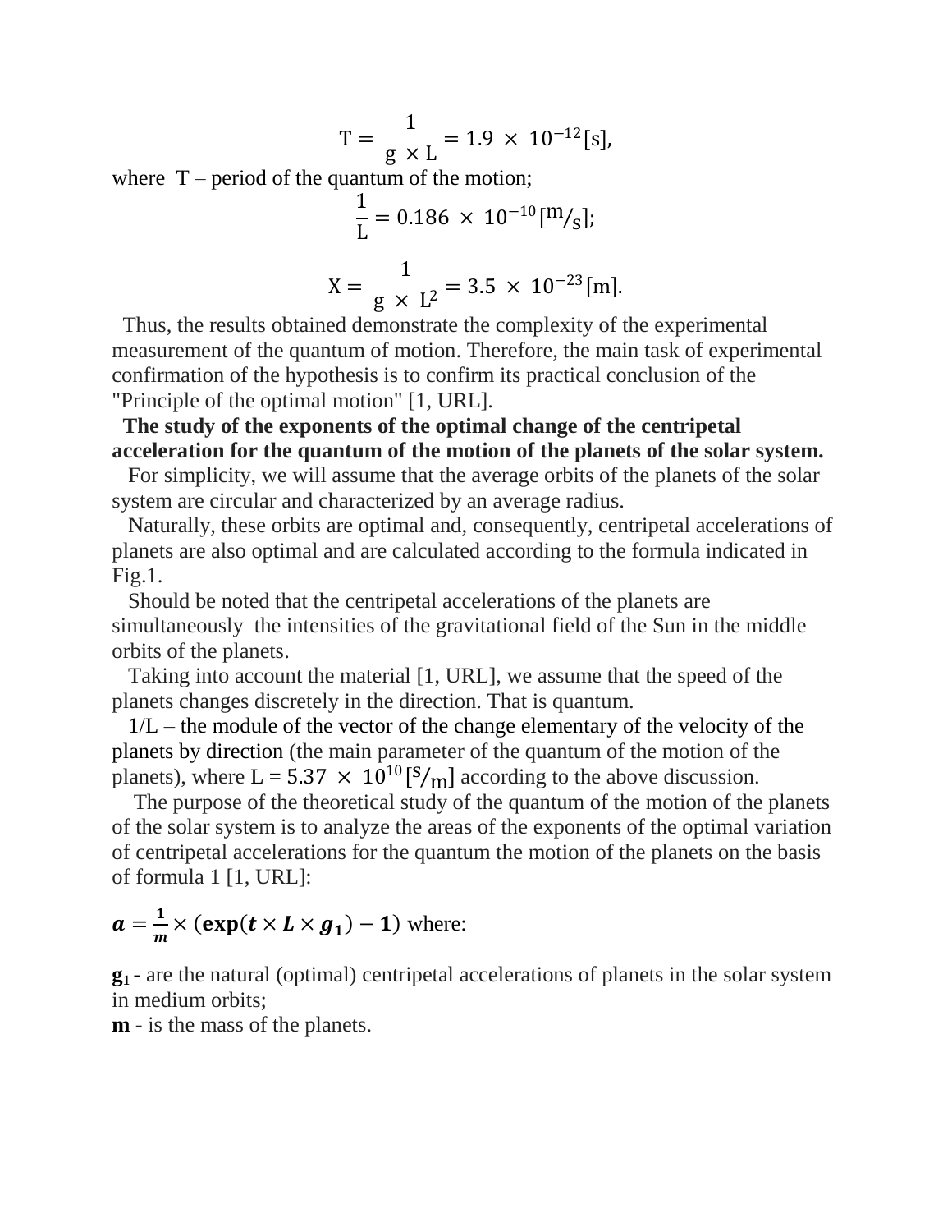$$\mathrm{T} = \frac{1}{\mathrm{g} \times \mathrm{L}} = 1.9 \times 10^{-12} [\mathrm{s}],$$

where T – period of the quantum of the motion;

$$\frac{1}{\mathrm{L}} = 0.186 \times 10^{-10} [\mathrm{m/s}];$$

$$\mathrm{X} = \frac{1}{\mathrm{g} \times \mathrm{L}^2} = 3.5 \times 10^{-23} [\mathrm{m}].$$

Thus, the results obtained demonstrate the complexity of the experimental measurement of the quantum of motion. Therefore, the main task of experimental confirmation of the hypothesis is to confirm its practical conclusion of the "Principle of the optimal motion" [1, URL].

**The study of the exponents of the optimal change of the centripetal acceleration for the quantum of the motion of the planets of the solar system.**

For simplicity, we will assume that the average orbits of the planets of the solar system are circular and characterized by an average radius.

Naturally, these orbits are optimal and, consequently, centripetal accelerations of planets are also optimal and are calculated according to the formula indicated in Fig.1.

Should be noted that the centripetal accelerations of the planets are simultaneously the intensities of the gravitational field of the Sun in the middle orbits of the planets.

Taking into account the material [1, URL], we assume that the speed of the planets changes discretely in the direction. That is quantum.

1/L – the module of the vector of the change elementary of the velocity of the planets by direction (the main parameter of the quantum of the motion of the planets), where $\mathrm{L} = 5.37 \times 10^{10} [\mathrm{s/m}]$ according to the above discussion.

The purpose of the theoretical study of the quantum of the motion of the planets of the solar system is to analyze the areas of the exponents of the optimal variation of centripetal accelerations for the quantum the motion of the planets on the basis of formula 1 [1, URL]:

$\boldsymbol{a} = \frac{\mathbf{1}}{\boldsymbol{m}} \times (\mathbf{exp}(\boldsymbol{t} \times \boldsymbol{L} \times \boldsymbol{g_1}) - \mathbf{1})$ where:

$\mathbf{g_1}$ **-** are the natural (optimal) centripetal accelerations of planets in the solar system in medium orbits;

**m** - is the mass of the planets.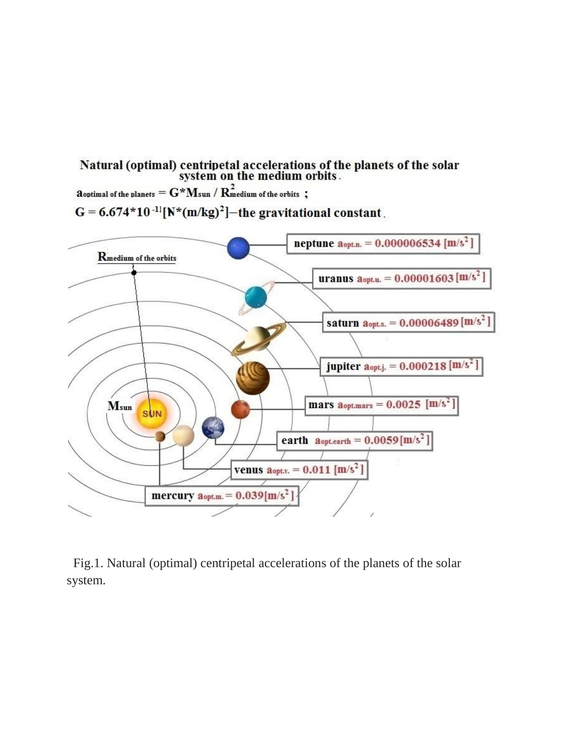**Natural (optimal) centripetal accelerations of the planets of the solar system on the medium orbits.**

$a_{optimal\ of\ the\ planets} = G*M_{sun} / R^2_{medium\ of\ the\ orbits}$ ;

$G = 6.674*10^{-11}[N*(m/kg)^2]$ – the gravitational constant.

$R_{medium\ of\ the\ orbits}$

$M_{sun}$

SUN

neptune $a_{opt.n.} = 0.000006534\ [m/s^2]$

uranus $a_{opt.u.} = 0.00001603\ [m/s^2]$

saturn $a_{opt.s.} = 0.00006489\ [m/s^2]$

jupiter $a_{opt.j.} = 0.000218\ [m/s^2]$

mars $a_{opt.mars} = 0.0025\ [m/s^2]$

earth $a_{opt.earth} = 0.0059\ [m/s^2]$

venus $a_{opt.v.} = 0.011\ [m/s^2]$

mercury $a_{opt.m.} = 0.039\ [m/s^2]$

Fig.1. Natural (optimal) centripetal accelerations of the planets of the solar system.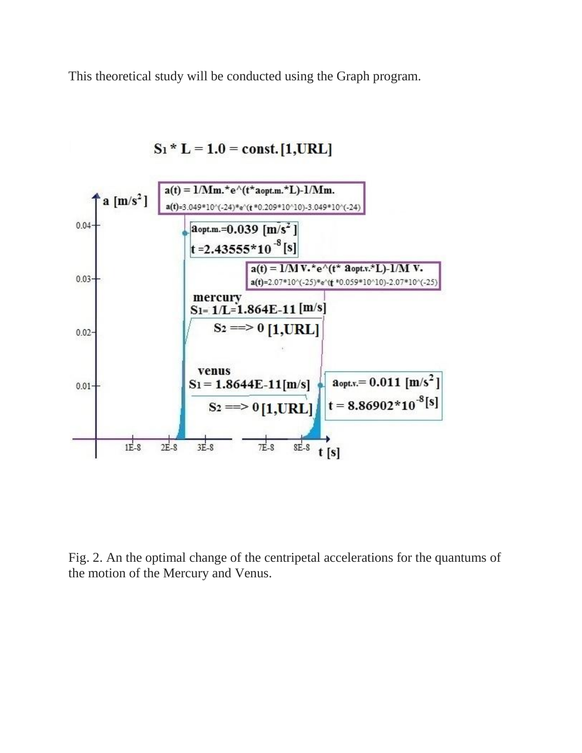This theoretical study will be conducted using the Graph program.

$S_1 * L = 1.0 = const.$ [1,URL]

$a(t) = 1/M_m * e^{(t * a_{opt.m.} * L)} - 1/M_m$

$a(t) = 3.049*10^{-24} * e^{(t * 0.209*10^{10})} - 3.049*10^{-24}$

$a_{opt.m.} = 0.039$ [m/s$^2$]

$t = 2.43555*10^{-8}$ [s]

$a(t) = 1/M_v * e^{(t * a_{opt.v.} * L)} - 1/M_v$

$a(t) = 2.07*10^{-25} * e^{(t * 0.059*10^{10})} - 2.07*10^{-25}$

mercury

$S_1 = 1/L = 1.864E-11$ [m/s]

$S_2 ==> 0$ [1,URL]

venus

$S_1 = 1.8644E-11$ [m/s]

$S_2 ==> 0$ [1,URL]

$a_{opt.v.} = 0.011$ [m/s$^2$]

$t = 8.86902*10^{-8}$ [s]

Fig. 2. An the optimal change of the centripetal accelerations for the quantums of the motion of the Mercury and Venus.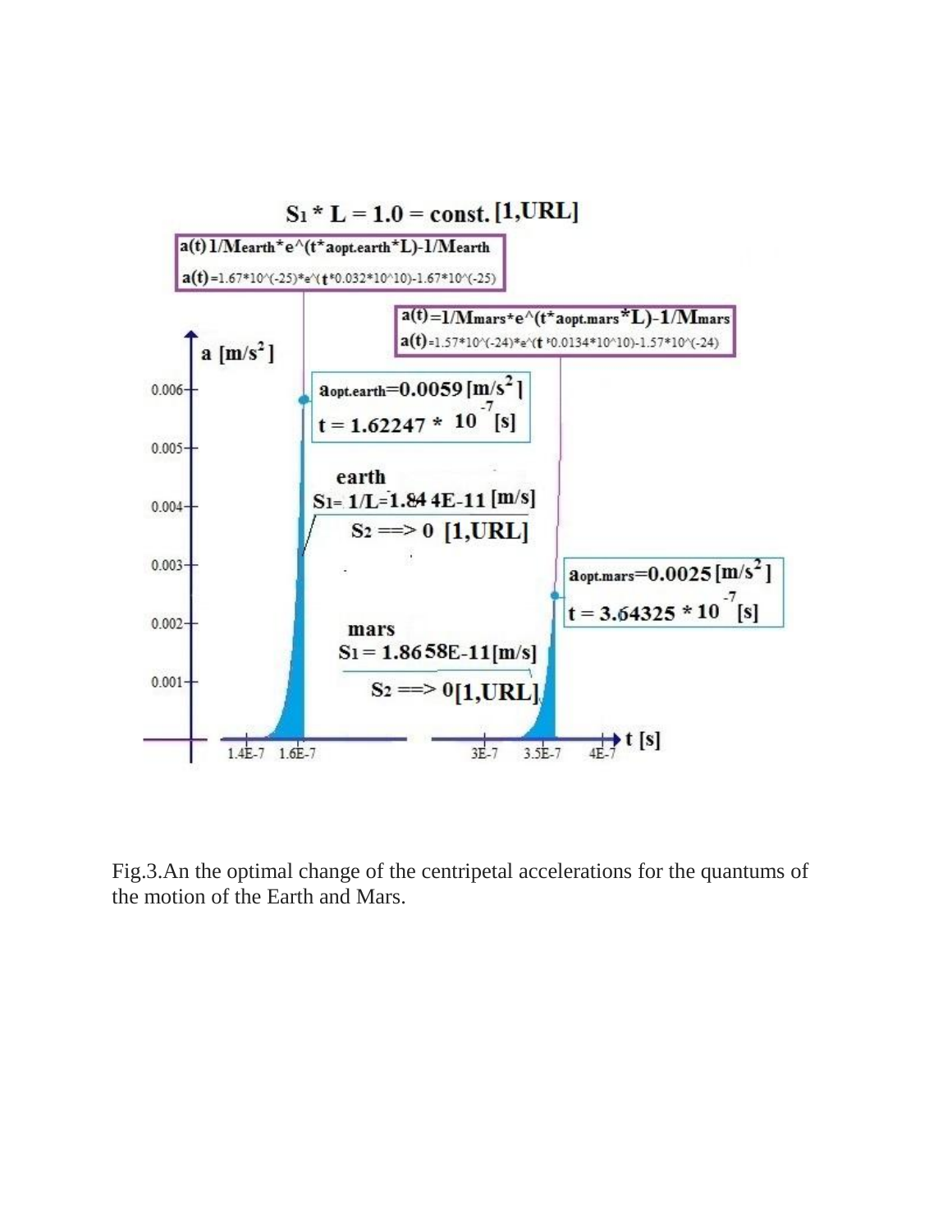$S_1 * L = 1.0 = const.$ [1,URL]

$a(t)$ $1/M_{earth} * e^{(t * a_{opt.earth} * L)} - 1/M_{earth}$

$a(t) = 1.67*10^{(-25)} * e^{(t * 0.032*10^{10})} - 1.67*10^{(-25)}$

$a(t) = 1/M_{mars} * e^{(t * a_{opt.mars} * L)} - 1/M_{mars}$

$a(t) = 1.57*10^{(-24)} * e^{(t * 0.0134*10^{10})} - 1.57*10^{(-24)}$

a [m/s$^2$]

$a_{opt.earth} = 0.0059$ [m/s$^2$]

$t = 1.62247 * 10^{-7}$ [s]

earth

$S_1 = 1/L = 1.844E-11$ [m/s]

$S_2 ==> 0$ [1,URL]

$a_{opt.mars} = 0.0025$ [m/s$^2$]

$t = 3.64325 * 10^{-7}$ [s]

mars

$S_1 = 1.8658E-11$ [m/s]

$S_2 ==> 0$ [1,URL]

0.006, 0.005, 0.004, 0.003, 0.002, 0.001

1.4E-7, 1.6E-7, 3E-7, 3.5E-7, 4E-7, t [s]

Fig.3.An the optimal change of the centripetal accelerations for the quantums of the motion of the Earth and Mars.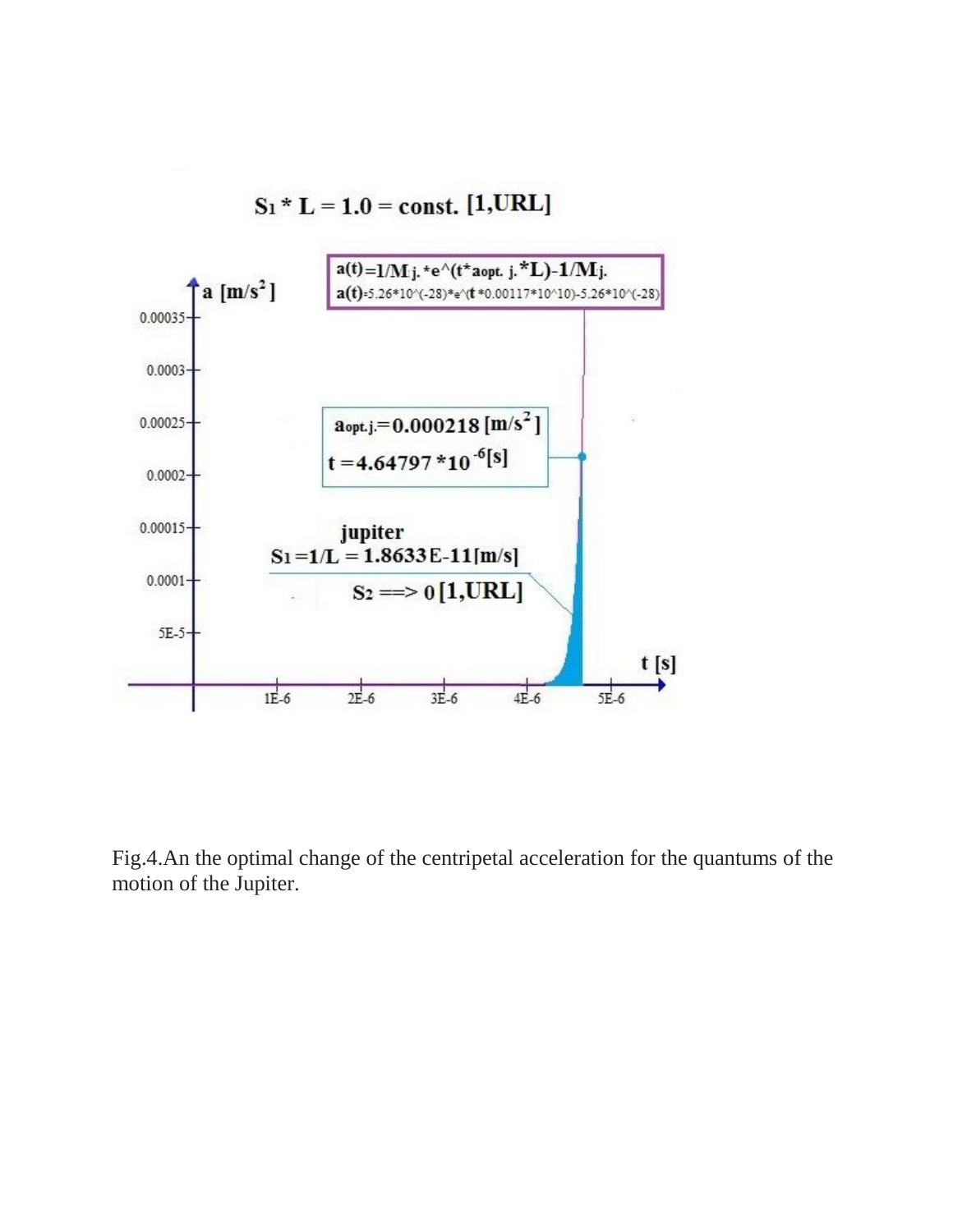$S_1 * L = 1.0 = \text{const.}$ [1,URL]

$a(t)=1/M_{j.} * e^{(t*a_{opt.\,j.}*L)} - 1/M_{j.}$

$a(t)=5.26*10^{(-28)}*e^{(t*0.00117*10^{10})}-5.26*10^{(-28)}$

$a_{opt.j.}=0.000218\ [m/s^2]$

$t=4.64797*10^{-6}[s]$

jupiter

$S_1=1/L=1.8633E\text{-}11[m/s]$

$S_2 \Longrightarrow 0$ [1,URL]

Fig.4.An the optimal change of the centripetal acceleration for the quantums of the motion of the Jupiter.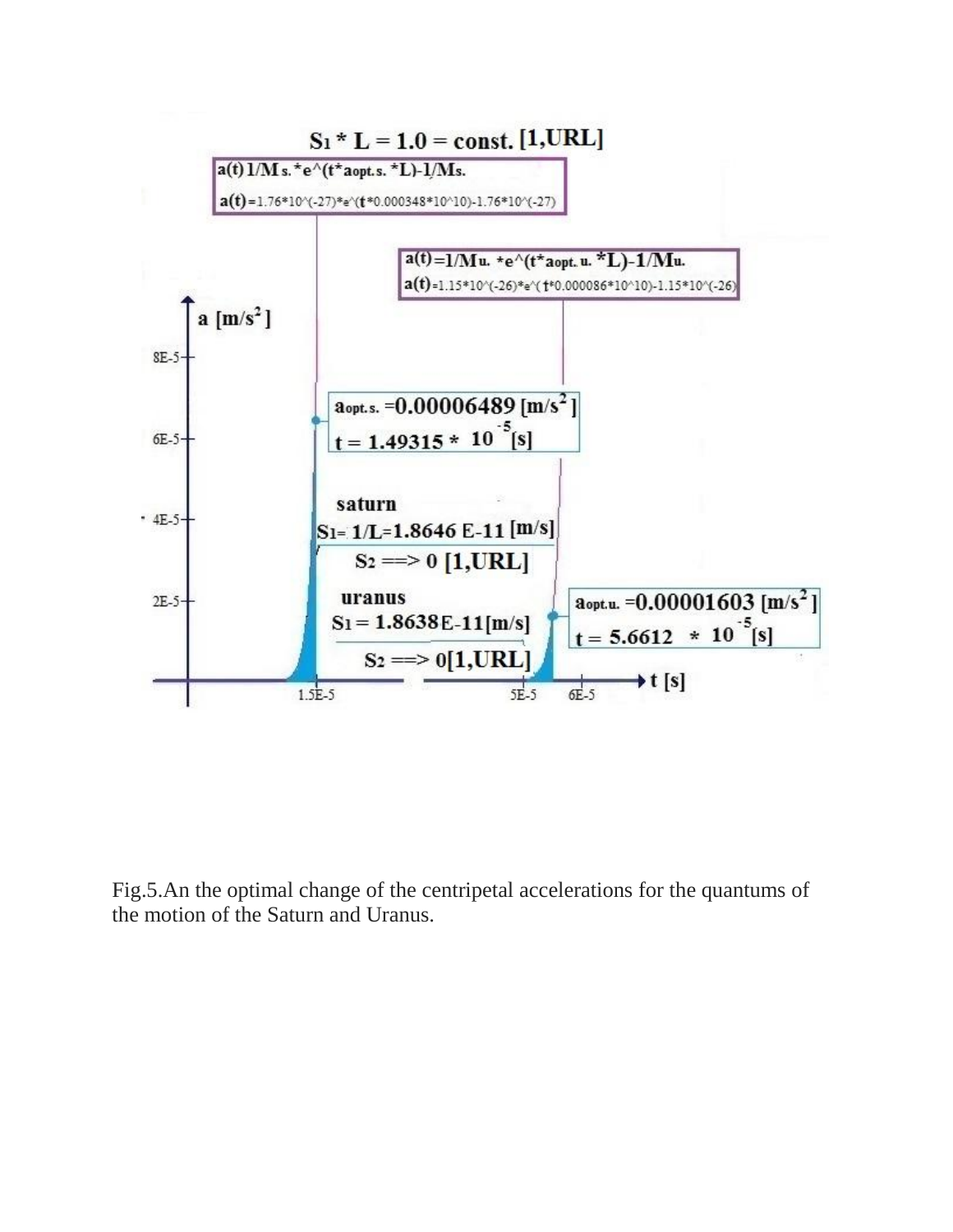$S_1 * L = 1.0 = const.$ [1,URL]

$a(t)\ 1/M_s. * e^\wedge(t * a_{opt.s.} * L) - 1/M_s.$

$a(t) = 1.76*10^\wedge(-27)*e^\wedge(t*0.000348*10^\wedge10) - 1.76*10^\wedge(-27)$

$a(t) = 1/M_u. * e^\wedge(t * a_{opt.u.} * L) - 1/M_u.$

$a(t) = 1.15*10^\wedge(-26)*e^\wedge(t*0.000086*10^\wedge10) - 1.15*10^\wedge(-26)$

$a$ [m/s$^2$]

$a_{opt.s.} = 0.00006489$ [m/s$^2$]

$t = 1.49315 * 10^{-5}$ [s]

saturn

$S_1 = 1/L = 1.8646$ E-11 [m/s]

$S_2 ==> 0$ [1,URL]

uranus

$S_1 = 1.8638$E-11[m/s]

$S_2 ==> 0$[1,URL]

$a_{opt.u.} = 0.00001603$ [m/s$^2$]

$t = 5.6612 * 10^{-5}$[s]

t [s]

Fig.5.An the optimal change of the centripetal accelerations for the quantums of the motion of the Saturn and Uranus.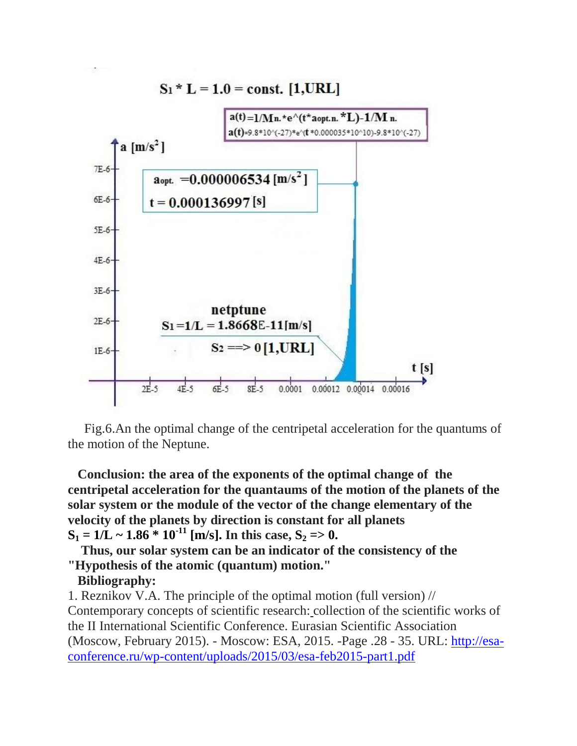$S_1 * L = 1.0 = \text{const.}$ [1,URL]

$a(t)=1/M_{n.}*e\hat{}(t*a_{opt.n.}*L)-1/M_{n.}$

$a(t)=9.8*10\hat{}(-27)*e\hat{}(t*0.000035*10\hat{}10)-9.8*10\hat{}(-27)$

$a_{opt.} = 0.000006534$ [m/s$^2$]

$t = 0.000136997$ [s]

netptune

$S_1 = 1/L = 1.8668E\text{-}11$ [m/s]

$S_2 ==> 0$ [1,URL]

Fig.6.An the optimal change of the centripetal acceleration for the quantums of the motion of the Neptune.

**Conclusion: the area of the exponents of the optimal change of the centripetal acceleration for the quantaums of the motion of the planets of the solar system or the module of the vector of the change elementary of the velocity of the planets by direction is constant for all planets $S_1 = 1/L \sim 1.86 * 10^{-11}$ [m/s]. In this case, $S_2 => 0$.**

**Thus, our solar system can be an indicator of the consistency of the "Hypothesis of the atomic (quantum) motion."**

**Bibliography:**

1. Reznikov V.A. The principle of the optimal motion (full version) // Contemporary concepts of scientific research: collection of the scientific works of the II International Scientific Conference. Eurasian Scientific Association (Moscow, February 2015). - Moscow: ESA, 2015. -Page .28 - 35. URL: http://esa-conference.ru/wp-content/uploads/2015/03/esa-feb2015-part1.pdf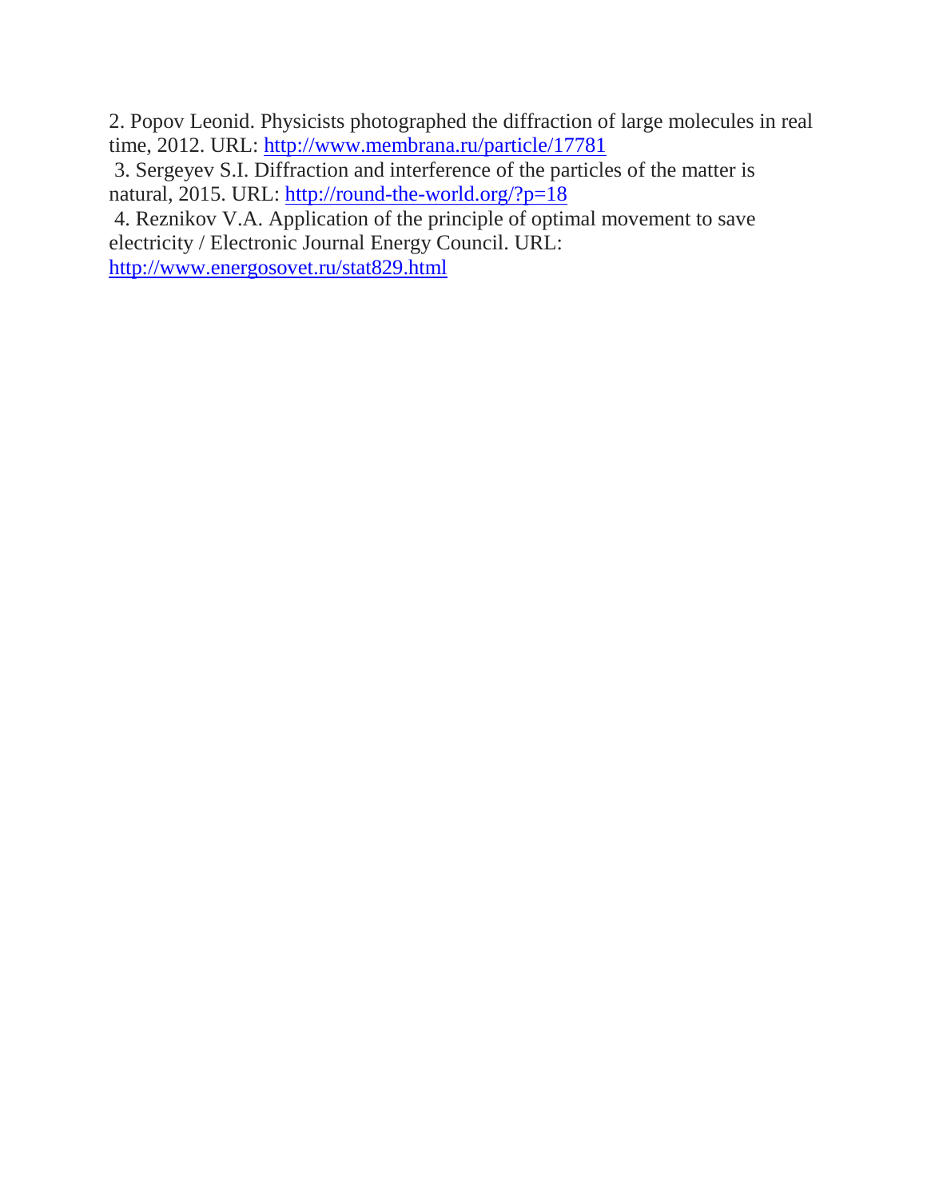2. Popov Leonid. Physicists photographed the diffraction of large molecules in real time, 2012. URL: http://www.membrana.ru/particle/17781

3. Sergeyev S.I. Diffraction and interference of the particles of the matter is natural, 2015. URL: http://round-the-world.org/?p=18

4. Reznikov V.A. Application of the principle of optimal movement to save electricity / Electronic Journal Energy Council. URL: http://www.energosovet.ru/stat829.html